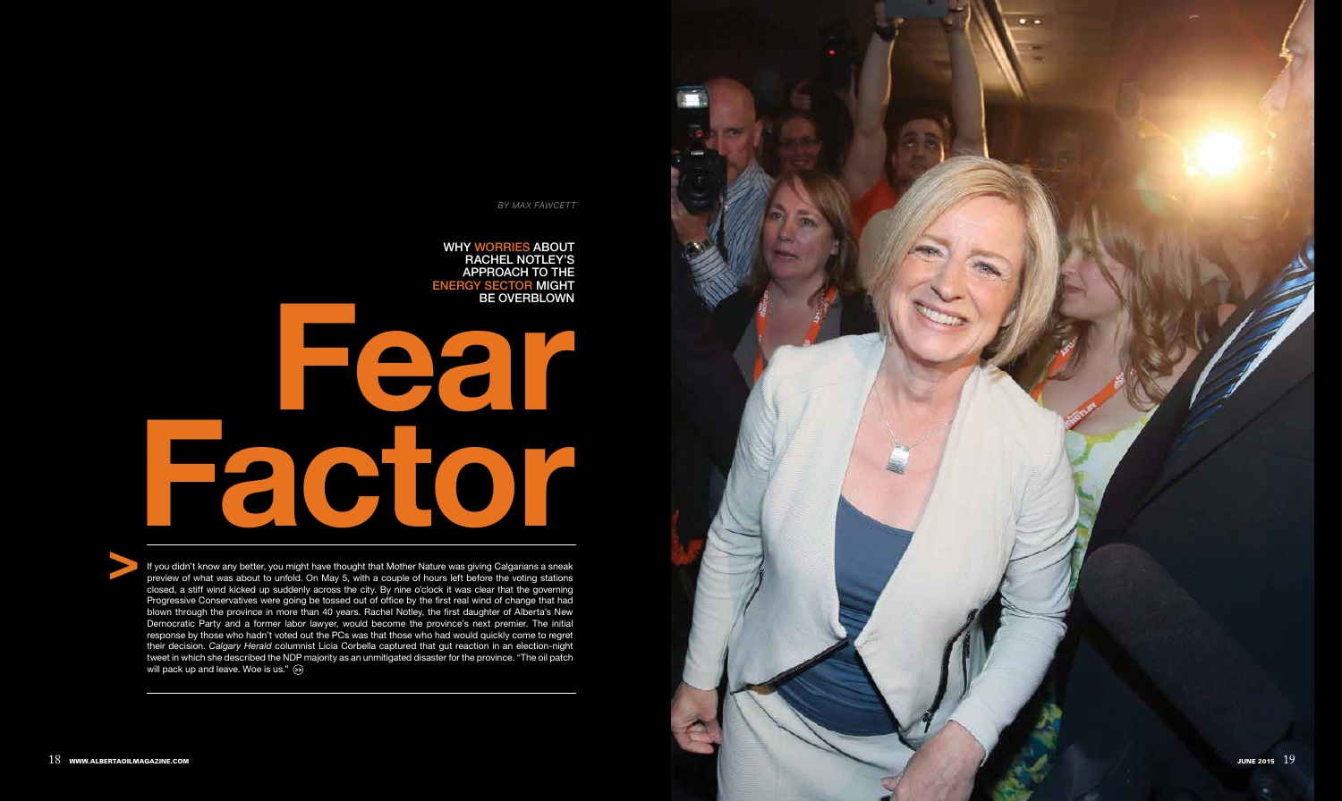*BY MAX FAWCETT*

# Fear Factor

## WHY WORRIES ABOUT RACHEL NOTLEY'S APPROACH TO THE ENERGY SECTOR MIGHT BE OVERBLOWN

If you didn't know any better, you might have thought that Mother Nature was giving Calgarians a sneak preview of what was about to unfold. On May 5, with a couple of hours left before the voting stations closed, a stiff wind kicked up suddenly across the city. By nine o'clock it was clear that the governing Progressive Conservatives were going be tossed out of office by the first real wind of change that had blown through the province in more than 40 years. Rachel Notley, the first daughter of Alberta's New Democratic Party and a former labor lawyer, would become the province's next premier. The initial response by those who hadn't voted out the PCs was that those who had would quickly come to regret their decision. *Calgary Herald* columnist Licia Corbella captured that gut reaction in an election-night tweet in which she described the NDP majority as an unmitigated disaster for the province. "The oil patch will pack up and leave. Woe is us."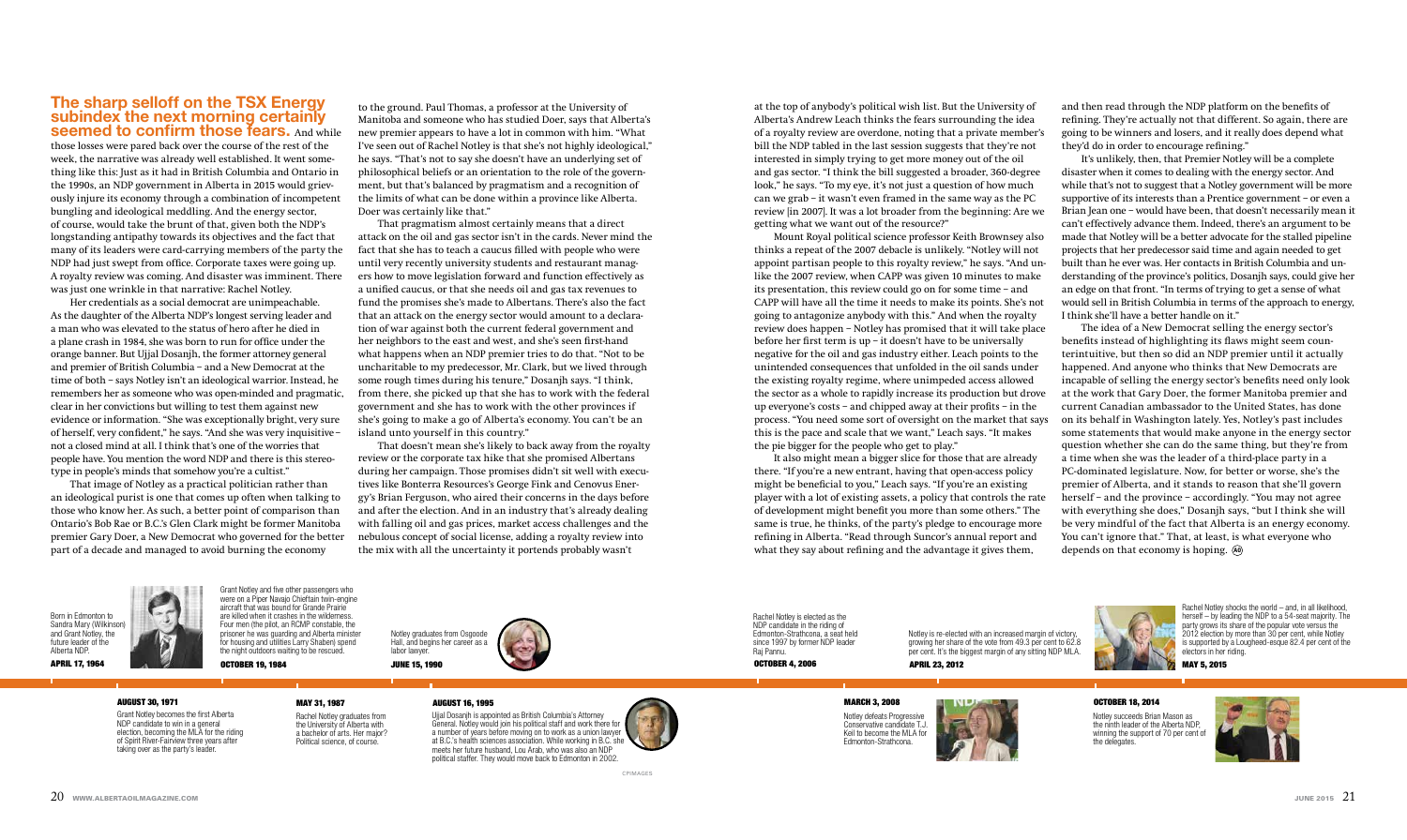**The sharp selloff on the TSX Energy subindex the next morning certainly seemed to confirm those fears.** And while those losses were pared back over the course of the rest of the week, the narrative was already well established. It went something like this: Just as it had in British Columbia and Ontario in the 1990s, an NDP government in Alberta in 2015 would grievously injure its economy through a combination of incompetent bungling and ideological meddling. And the energy sector, of course, would take the brunt of that, given both the NDP's longstanding antipathy towards its objectives and the fact that many of its leaders were card-carrying members of the party the NDP had just swept from office. Corporate taxes were going up. A royalty review was coming. And disaster was imminent. There was just one wrinkle in that narrative: Rachel Notley.

Her credentials as a social democrat are unimpeachable. As the daughter of the Alberta NDP's longest serving leader and a man who was elevated to the status of hero after he died in a plane crash in 1984, she was born to run for office under the orange banner. But Ujjal Dosanjh, the former attorney general and premier of British Columbia – and a New Democrat at the time of both – says Notley isn't an ideological warrior. Instead, he remembers her as someone who was open-minded and pragmatic, clear in her convictions but willing to test them against new evidence or information. "She was exceptionally bright, very sure of herself, very confident," he says. "And she was very inquisitive – not a closed mind at all. I think that's one of the worries that people have. You mention the word NDP and there is this stereotype in people's minds that somehow you're a cultist."

That image of Notley as a practical politician rather than an ideological purist is one that comes up often when talking to those who know her. As such, a better point of comparison than Ontario's Bob Rae or B.C.'s Glen Clark might be former Manitoba premier Gary Doer, a New Democrat who governed for the better part of a decade and managed to avoid burning the economy to the ground. Paul Thomas, a professor at the University of Manitoba and someone who has studied Doer, says that Alberta's new premier appears to have a lot in common with him. "What I've seen out of Rachel Notley is that she's not highly ideological," he says. "That's not to say she doesn't have an underlying set of philosophical beliefs or an orientation to the role of the government, but that's balanced by pragmatism and a recognition of the limits of what can be done within a province like Alberta. Doer was certainly like that."

That pragmatism almost certainly means that a direct attack on the oil and gas sector isn't in the cards. Never mind the fact that she has to teach a caucus filled with people who were until very recently university students and restaurant managers how to move legislation forward and function effectively as a unified caucus, or that she needs oil and gas tax revenues to fund the promises she's made to Albertans. There's also the fact that an attack on the energy sector would amount to a declaration of war against both the current federal government and her neighbors to the east and west, and she's seen first-hand what happens when an NDP premier tries to do that. "Not to be uncharitable to my predecessor, Mr. Clark, but we lived through some rough times during his tenure," Dosanjh says. "I think, from there, she picked up that she has to work with the federal government and she has to work with the other provinces if she's going to make a go of Alberta's economy. You can't be an island unto yourself in this country."

That doesn't mean she's likely to back away from the royalty review or the corporate tax hike that she promised Albertans during her campaign. Those promises didn't sit well with executives like Bonterra Resources's George Fink and Cenovus Energy's Brian Ferguson, who aired their concerns in the days before and after the election. And in an industry that's already dealing with falling oil and gas prices, market access challenges and the nebulous concept of social license, adding a royalty review into the mix with all the uncertainty it portends probably wasn't at the top of anybody's political wish list. But the University of Alberta's Andrew Leach thinks the fears surrounding the idea of a royalty review are overdone, noting that a private member's bill the NDP tabled in the last session suggests that they're not interested in simply trying to get more money out of the oil and gas sector. "I think the bill suggested a broader, 360-degree look," he says. "To my eye, it's not just a question of how much can we grab – it wasn't even framed in the same way as the PC review [in 2007]. It was a lot broader from the beginning: Are we getting what we want out of the resource?"

Mount Royal political science professor Keith Brownsey also thinks a repeat of the 2007 debacle is unlikely. "Notley will not appoint partisan people to this royalty review," he says. "And unlike the 2007 review, when CAPP was given 10 minutes to make its presentation, this review could go on for some time – and CAPP will have all the time it needs to make its points. She's not going to antagonize anybody with this." And when the royalty review does happen – Notley has promised that it will take place before her first term is up – it doesn't have to be universally negative for the oil and gas industry either. Leach points to the unintended consequences that unfolded in the oil sands under the existing royalty regime, where unimpeded access allowed the sector as a whole to rapidly increase its production but drove up everyone's costs – and chipped away at their profits – in the process. "You need some sort of oversight on the market that says this is the pace and scale that we want," Leach says. "It makes the pie bigger for the people who get to play."

It also might mean a bigger slice for those that are already there. "If you're a new entrant, having that open-access policy might be beneficial to you," Leach says. "If you're an existing player with a lot of existing assets, a policy that controls the rate of development might benefit you more than some others." The same is true, he thinks, of the party's pledge to encourage more refining in Alberta. "Read through Suncor's annual report and what they say about refining and the advantage it gives them, and then read through the NDP platform on the benefits of refining. They're actually not that different. So again, there are going to be some winners and losers, and it really does depend what they'd do in order to encourage refining."

It's unlikely, then, that Premier Notley will be a complete disaster when it comes to dealing with the energy sector. And while that's not to suggest that a Notley government will be more supportive of its interests than a Prentice government – or even a Brian Jean one – would have been, that doesn't necessarily mean it can't effectively advance them. Indeed, there's an argument to be made that Notley will be a better advocate for the stalled pipeline projects that her predecessor said time and again needed to get built than he ever was. Her contacts in British Columbia and understanding of the province's politics, Dosanjh says, could give her an edge on that front. "In terms of trying to get a sense of what would sell in British Columbia in terms of the approach to energy, I think she'll have a better handle on it."

The idea of a New Democrat selling the energy sector's benefits instead of highlighting its flaws might seem counterintuitive, but then so did an NDP premier until it actually happened. And anyone who thinks that New Democrats are incapable of selling the energy sector's benefits need only look at the work that Gary Doer, the former Manitoba premier and current Canadian ambassador to the United States, has done on its behalf in Washington lately. Yes, Notley's past includes some statements that would make anyone in the energy sector question whether she can do the same thing, but they're from a time when she was the leader of a third-place party in a PC-dominated legislature. Now, for better or worse, she's the premier of Alberta, and it stands to reason that she'll govern herself – and the province – accordingly. "You may not agree with everything she does," Dosanjh says, "but I think she will be very mindful of the fact that Alberta is an energy economy. You can't ignore that." That, at least, is what everyone who depends on that economy is hoping.

**APRIL 17, 1964**
Born in Edmonton to Sandra Mary (Wilkinson) and Grant Notley, the future leader of the Alberta NDP.

**AUGUST 30, 1971**
Grant Notley becomes the first Alberta NDP candidate to win in a general election, becoming the MLA for the riding of Spirit River-Fairview three years after taking over as the party's leader.

**OCTOBER 19, 1984**
Grant Notley and five other passengers who were on a Piper Navajo Chieftain twin-engine aircraft that was bound for Grande Prairie are killed when it crashes in the wilderness. Four men (the pilot, an RCMP constable, the prisoner he was guarding and Alberta minister for housing and utilities Larry Shaben) spend the night outdoors waiting to be rescued.

**MAY 31, 1987**
Rachel Notley graduates from the University of Alberta with a bachelor of arts. Her major? Political science, of course.

**JUNE 15, 1990**
Notley graduates from Osgoode Hall, and begins her career as a labor lawyer.

**AUGUST 16, 1995**
Ujjal Dosanjh is appointed as British Columbia's Attorney General. Notley would join his political staff and work there for a number of years before moving on to work as a union lawyer at B.C.'s health sciences association. While working in B.C. she meets her future husband, Lou Arab, who was also an NDP political staffer. They would move back to Edmonton in 2002.

**OCTOBER 4, 2006**
Rachel Notley is elected as the NDP candidate in the riding of Edmonton-Strathcona, a seat held since 1997 by former NDP leader Raj Pannu.

**MARCH 3, 2008**
Notley defeats Progressive Conservative candidate T.J. Keil to become the MLA for Edmonton-Strathcona.

**APRIL 23, 2012**
Notley is re-elected with an increased margin of victory, growing her share of the vote from 49.3 per cent to 62.8 per cent. It's the biggest margin of any sitting NDP MLA.

**OCTOBER 18, 2014**
Notley succeeds Brian Mason as the ninth leader of the Alberta NDP, winning the support of 70 per cent of the delegates.

**MAY 5, 2015**
Rachel Notley shocks the world – and, in all likelihood, herself – by leading the NDP to a 54-seat majority. The party grows its share of the popular vote versus the 2012 election by more than 30 per cent, while Notley is supported by a Lougheed-esque 82.4 per cent of the electors in her riding.

CPIMAGES